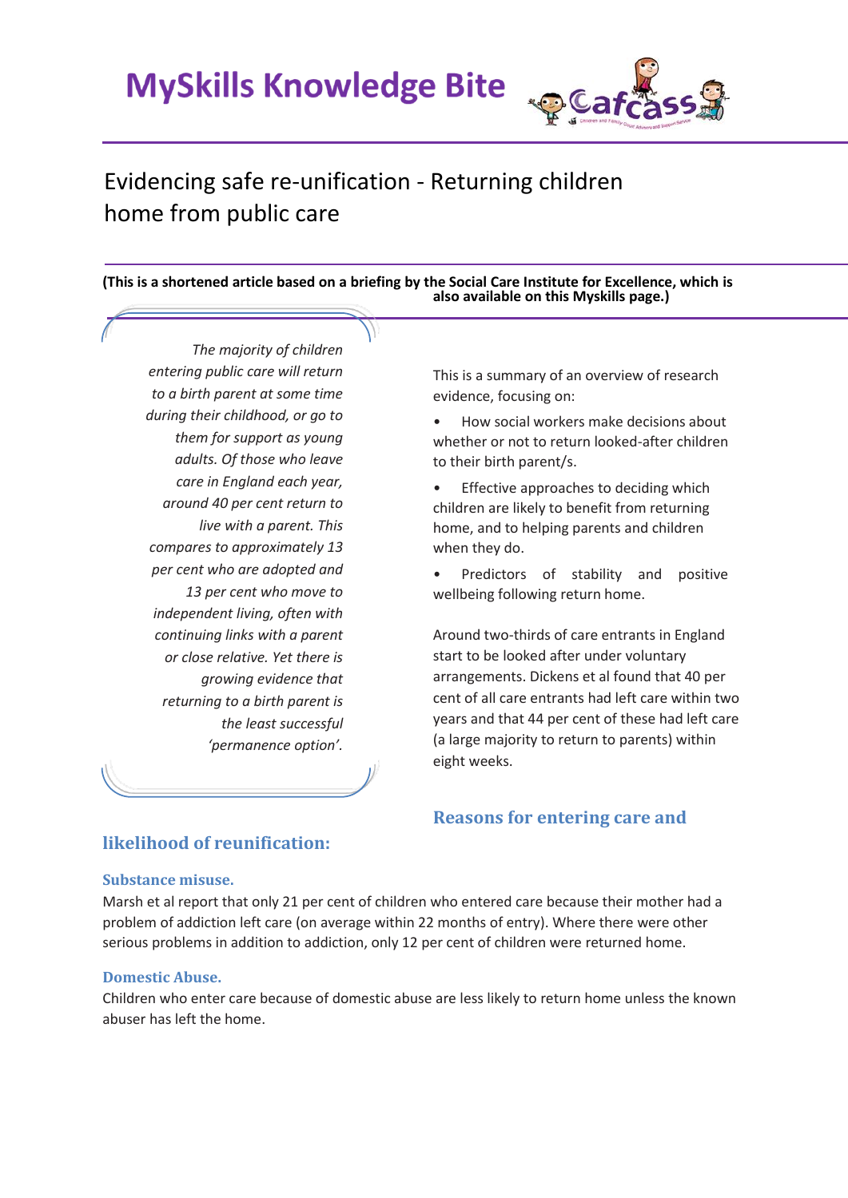# MySkills Knowledge Bite

## Evidencing safe re-unification - Returning children home from public care

**(This is a shortened article based on a briefing by the Social Care Institute for Excellence, which is also available on this Myskills page.)**

*The majority of children entering public care will return to a birth parent at some time during their childhood, or go to them for support as young adults. Of those who leave care in England each year, around 40 per cent return to live with a parent. This compares to approximately 13 per cent who are adopted and 13 per cent who move to independent living, often with continuing links with a parent or close relative. Yet there is growing evidence that returning to a birth parent is the least successful 'permanence option'.*

This is a summary of an overview of research evidence, focusing on:

- How social workers make decisions about whether or not to return looked-after children to their birth parent/s.
- Effective approaches to deciding which children are likely to benefit from returning home, and to helping parents and children when they do.
- Predictors of stability and positive wellbeing following return home.

Around two-thirds of care entrants in England start to be looked after under voluntary arrangements. Dickens et al found that 40 per cent of all care entrants had left care within two years and that 44 per cent of these had left care (a large majority to return to parents) within eight weeks.

### Reasons for entering care and likelihood of reunification:

#### Substance misuse.

Marsh et al report that only 21 per cent of children who entered care because their mother had a problem of addiction left care (on average within 22 months of entry). Where there were other serious problems in addition to addiction, only 12 per cent of children were returned home.

#### Domestic Abuse.

Children who enter care because of domestic abuse are less likely to return home unless the known abuser has left the home.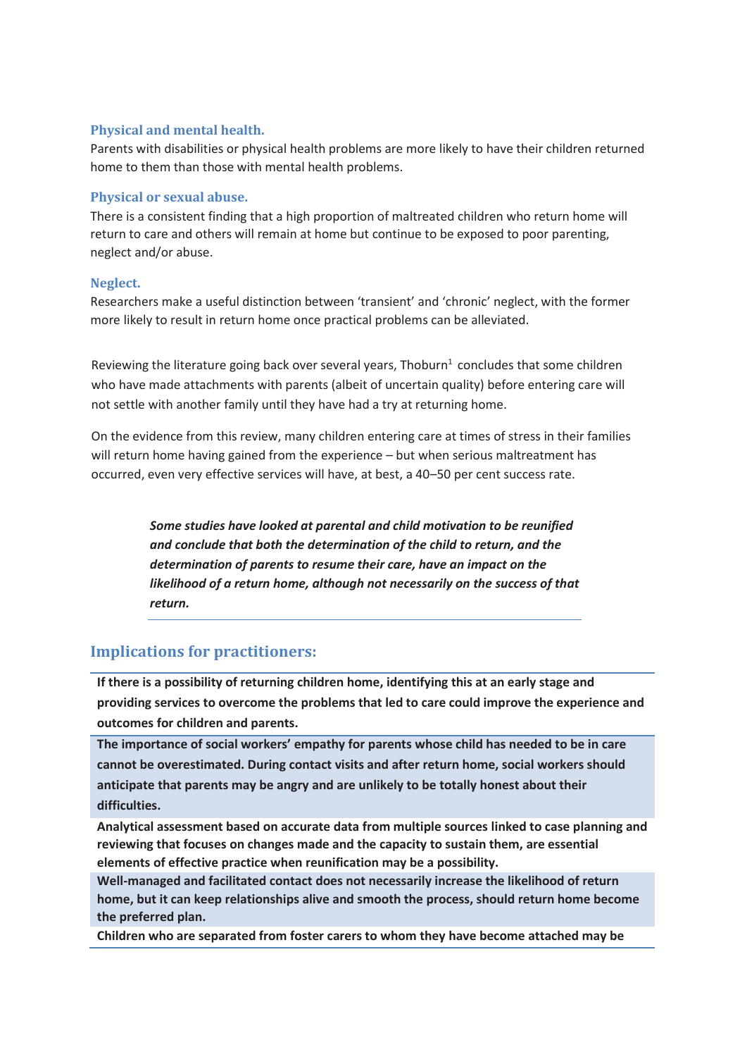### Physical and mental health.

Parents with disabilities or physical health problems are more likely to have their children returned home to them than those with mental health problems.

### Physical or sexual abuse.

There is a consistent finding that a high proportion of maltreated children who return home will return to care and others will remain at home but continue to be exposed to poor parenting, neglect and/or abuse.

### Neglect.

Researchers make a useful distinction between 'transient' and 'chronic' neglect, with the former more likely to result in return home once practical problems can be alleviated.

Reviewing the literature going back over several years, Thoburn[1] concludes that some children who have made attachments with parents (albeit of uncertain quality) before entering care will not settle with another family until they have had a try at returning home.

On the evidence from this review, many children entering care at times of stress in their families will return home having gained from the experience – but when serious maltreatment has occurred, even very effective services will have, at best, a 40–50 per cent success rate.

> ***Some studies have looked at parental and child motivation to be reunified and conclude that both the determination of the child to return, and the determination of parents to resume their care, have an impact on the likelihood of a return home, although not necessarily on the success of that return.***

## Implications for practitioners:

**If there is a possibility of returning children home, identifying this at an early stage and providing services to overcome the problems that led to care could improve the experience and outcomes for children and parents.**

**The importance of social workers' empathy for parents whose child has needed to be in care cannot be overestimated. During contact visits and after return home, social workers should anticipate that parents may be angry and are unlikely to be totally honest about their difficulties.**

**Analytical assessment based on accurate data from multiple sources linked to case planning and reviewing that focuses on changes made and the capacity to sustain them, are essential elements of effective practice when reunification may be a possibility.**

**Well-managed and facilitated contact does not necessarily increase the likelihood of return home, but it can keep relationships alive and smooth the process, should return home become the preferred plan.**

**Children who are separated from foster carers to whom they have become attached may be**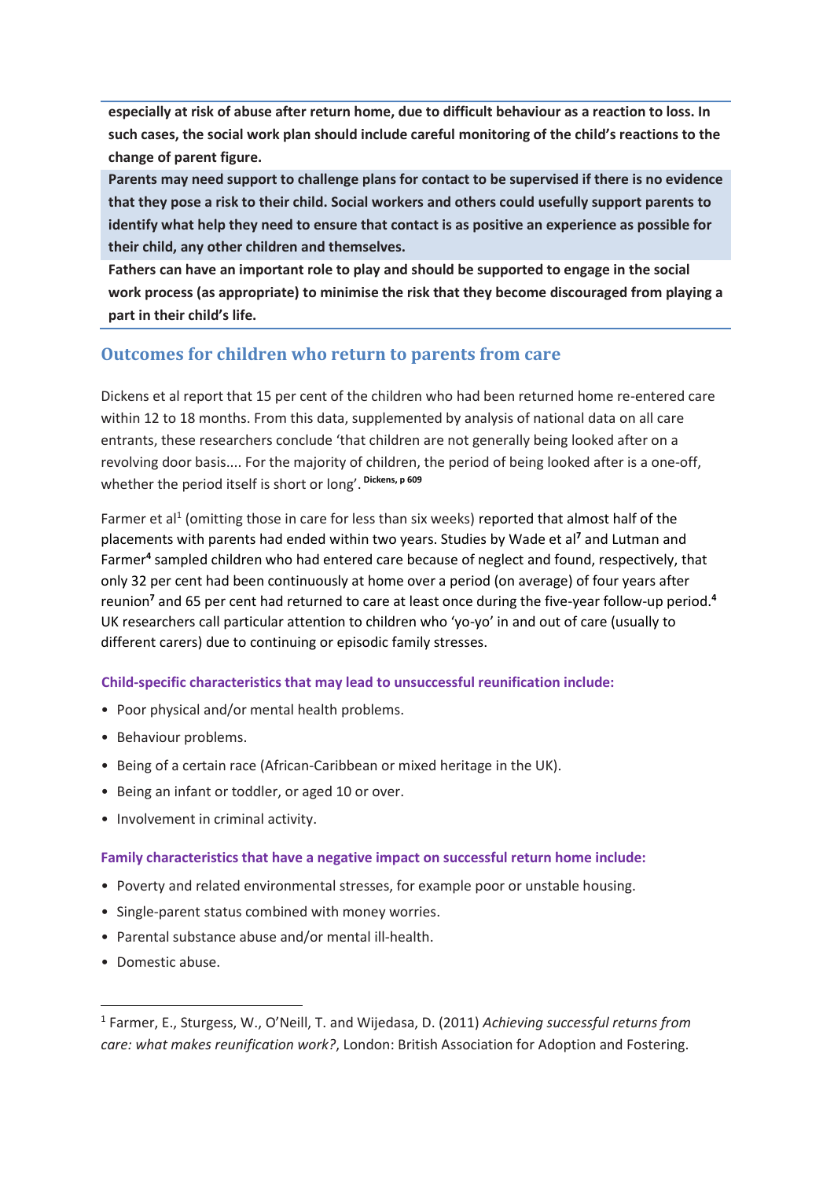**especially at risk of abuse after return home, due to difficult behaviour as a reaction to loss. In such cases, the social work plan should include careful monitoring of the child's reactions to the change of parent figure.**

**Parents may need support to challenge plans for contact to be supervised if there is no evidence that they pose a risk to their child. Social workers and others could usefully support parents to identify what help they need to ensure that contact is as positive an experience as possible for their child, any other children and themselves.**

**Fathers can have an important role to play and should be supported to engage in the social work process (as appropriate) to minimise the risk that they become discouraged from playing a part in their child's life.**

## Outcomes for children who return to parents from care

Dickens et al report that 15 per cent of the children who had been returned home re-entered care within 12 to 18 months. From this data, supplemented by analysis of national data on all care entrants, these researchers conclude 'that children are not generally being looked after on a revolving door basis.... For the majority of children, the period of being looked after is a one-off, whether the period itself is short or long'. [Dickens, p 609]

Farmer et al[1] (omitting those in care for less than six weeks) reported that almost half of the placements with parents had ended within two years. Studies by Wade et al[7] and Lutman and Farmer[4] sampled children who had entered care because of neglect and found, respectively, that only 32 per cent had been continuously at home over a period (on average) of four years after reunion[7] and 65 per cent had returned to care at least once during the five-year follow-up period.[4] UK researchers call particular attention to children who 'yo-yo' in and out of care (usually to different carers) due to continuing or episodic family stresses.

**Child-specific characteristics that may lead to unsuccessful reunification include:**

- Poor physical and/or mental health problems.
- Behaviour problems.
- Being of a certain race (African-Caribbean or mixed heritage in the UK).
- Being an infant or toddler, or aged 10 or over.
- Involvement in criminal activity.

**Family characteristics that have a negative impact on successful return home include:**

- Poverty and related environmental stresses, for example poor or unstable housing.
- Single-parent status combined with money worries.
- Parental substance abuse and/or mental ill-health.
- Domestic abuse.

---

[1] Farmer, E., Sturgess, W., O'Neill, T. and Wijedasa, D. (2011) *Achieving successful returns from care: what makes reunification work?*, London: British Association for Adoption and Fostering.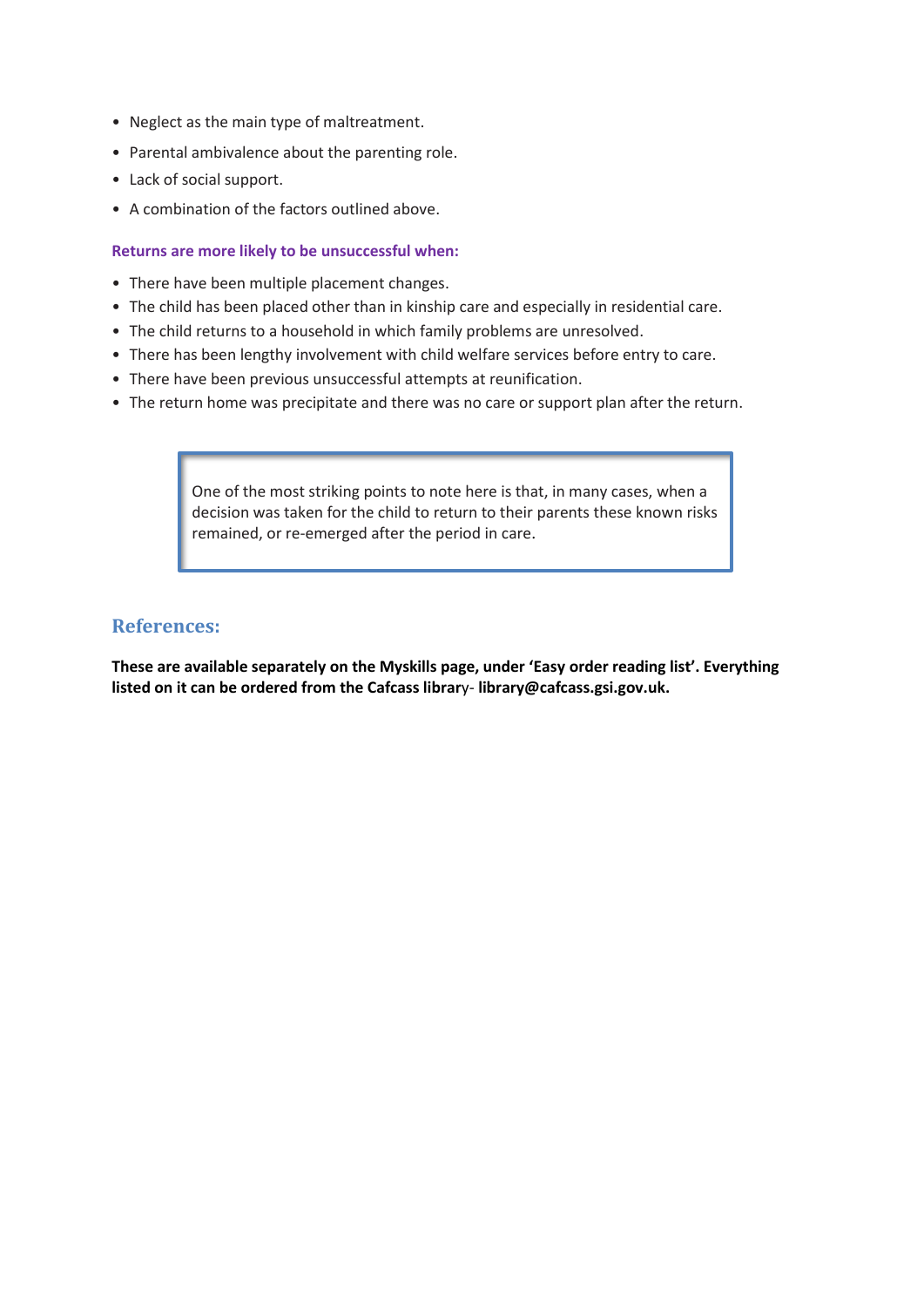- Neglect as the main type of maltreatment.
- Parental ambivalence about the parenting role.
- Lack of social support.
- A combination of the factors outlined above.

**Returns are more likely to be unsuccessful when:**

- There have been multiple placement changes.
- The child has been placed other than in kinship care and especially in residential care.
- The child returns to a household in which family problems are unresolved.
- There has been lengthy involvement with child welfare services before entry to care.
- There have been previous unsuccessful attempts at reunification.
- The return home was precipitate and there was no care or support plan after the return.

> One of the most striking points to note here is that, in many cases, when a decision was taken for the child to return to their parents these known risks remained, or re-emerged after the period in care.

## References:

**These are available separately on the Myskills page, under 'Easy order reading list'. Everything listed on it can be ordered from the Cafcass library- library@cafcass.gsi.gov.uk.**